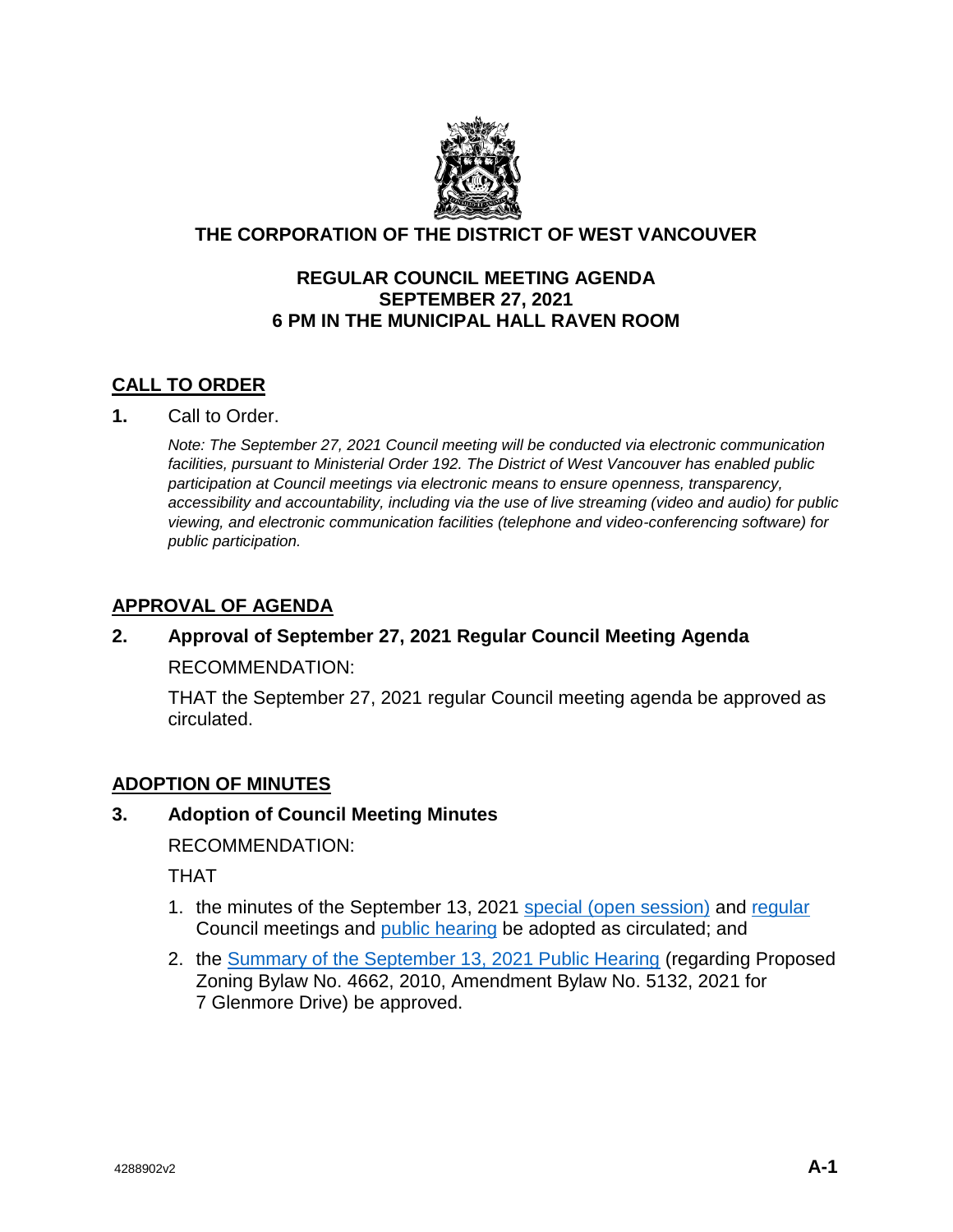# THE CORPORATION OF THE DISTRICT OF WEST VANCOUVER

## REGULAR COUNCIL MEETING AGENDA
## SEPTEMBER 27, 2021
## 6 PM IN THE MUNICIPAL HALL RAVEN ROOM

## CALL TO ORDER

**1.** Call to Order.

*Note: The September 27, 2021 Council meeting will be conducted via electronic communication facilities, pursuant to Ministerial Order 192. The District of West Vancouver has enabled public participation at Council meetings via electronic means to ensure openness, transparency, accessibility and accountability, including via the use of live streaming (video and audio) for public viewing, and electronic communication facilities (telephone and video-conferencing software) for public participation.*

## APPROVAL OF AGENDA

**2. Approval of September 27, 2021 Regular Council Meeting Agenda**

RECOMMENDATION:

THAT the September 27, 2021 regular Council meeting agenda be approved as circulated.

## ADOPTION OF MINUTES

**3. Adoption of Council Meeting Minutes**

RECOMMENDATION:

THAT

1. the minutes of the September 13, 2021 special (open session) and regular Council meetings and public hearing be adopted as circulated; and
2. the Summary of the September 13, 2021 Public Hearing (regarding Proposed Zoning Bylaw No. 4662, 2010, Amendment Bylaw No. 5132, 2021 for 7 Glenmore Drive) be approved.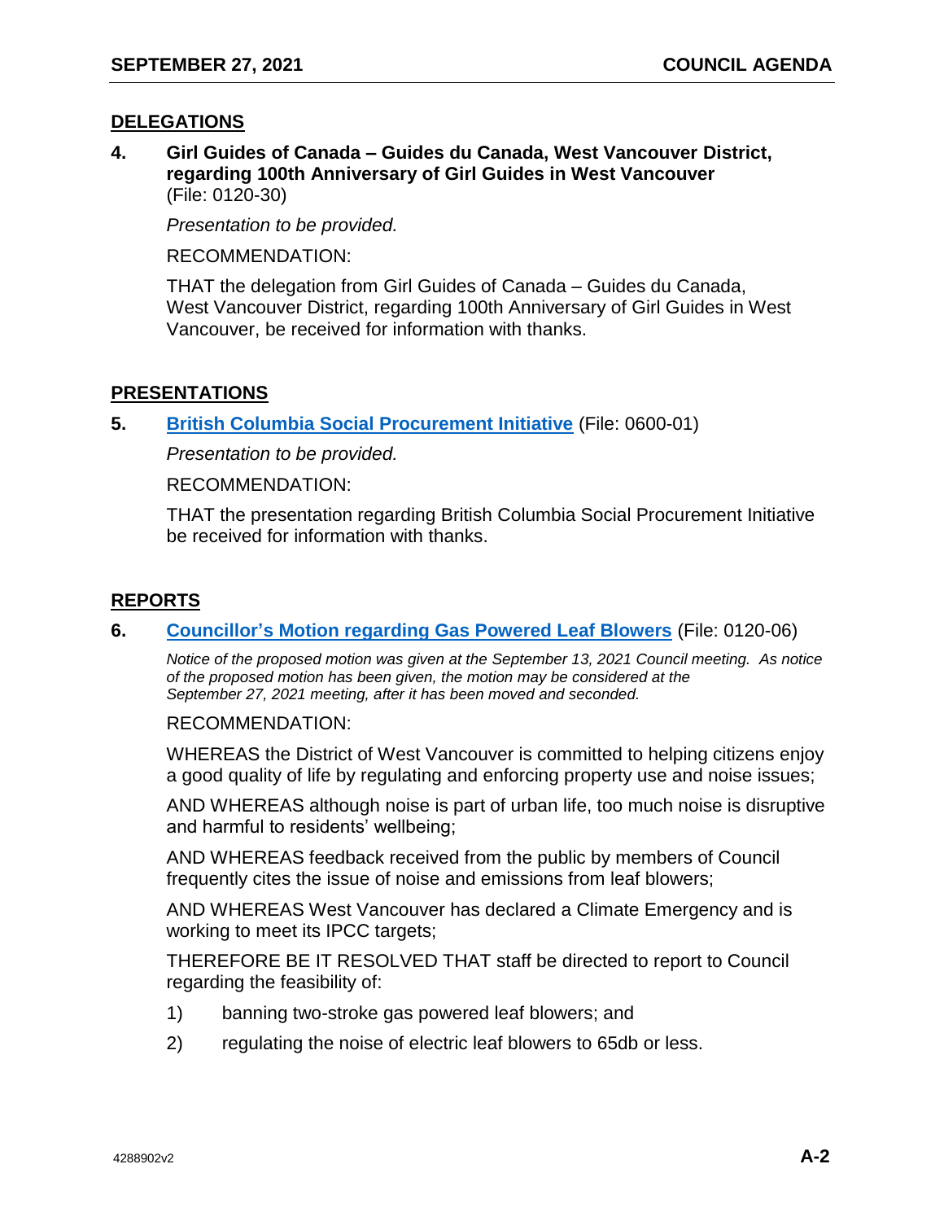## DELEGATIONS

**4. Girl Guides of Canada – Guides du Canada, West Vancouver District, regarding 100th Anniversary of Girl Guides in West Vancouver** (File: 0120-30)

*Presentation to be provided.*

RECOMMENDATION:

THAT the delegation from Girl Guides of Canada – Guides du Canada, West Vancouver District, regarding 100th Anniversary of Girl Guides in West Vancouver, be received for information with thanks.

## PRESENTATIONS

**5. British Columbia Social Procurement Initiative** (File: 0600-01)

*Presentation to be provided.*

RECOMMENDATION:

THAT the presentation regarding British Columbia Social Procurement Initiative be received for information with thanks.

## REPORTS

**6. Councillor's Motion regarding Gas Powered Leaf Blowers** (File: 0120-06)

*Notice of the proposed motion was given at the September 13, 2021 Council meeting. As notice of the proposed motion has been given, the motion may be considered at the September 27, 2021 meeting, after it has been moved and seconded.*

RECOMMENDATION:

WHEREAS the District of West Vancouver is committed to helping citizens enjoy a good quality of life by regulating and enforcing property use and noise issues;

AND WHEREAS although noise is part of urban life, too much noise is disruptive and harmful to residents' wellbeing;

AND WHEREAS feedback received from the public by members of Council frequently cites the issue of noise and emissions from leaf blowers;

AND WHEREAS West Vancouver has declared a Climate Emergency and is working to meet its IPCC targets;

THEREFORE BE IT RESOLVED THAT staff be directed to report to Council regarding the feasibility of:

1) banning two-stroke gas powered leaf blowers; and
2) regulating the noise of electric leaf blowers to 65db or less.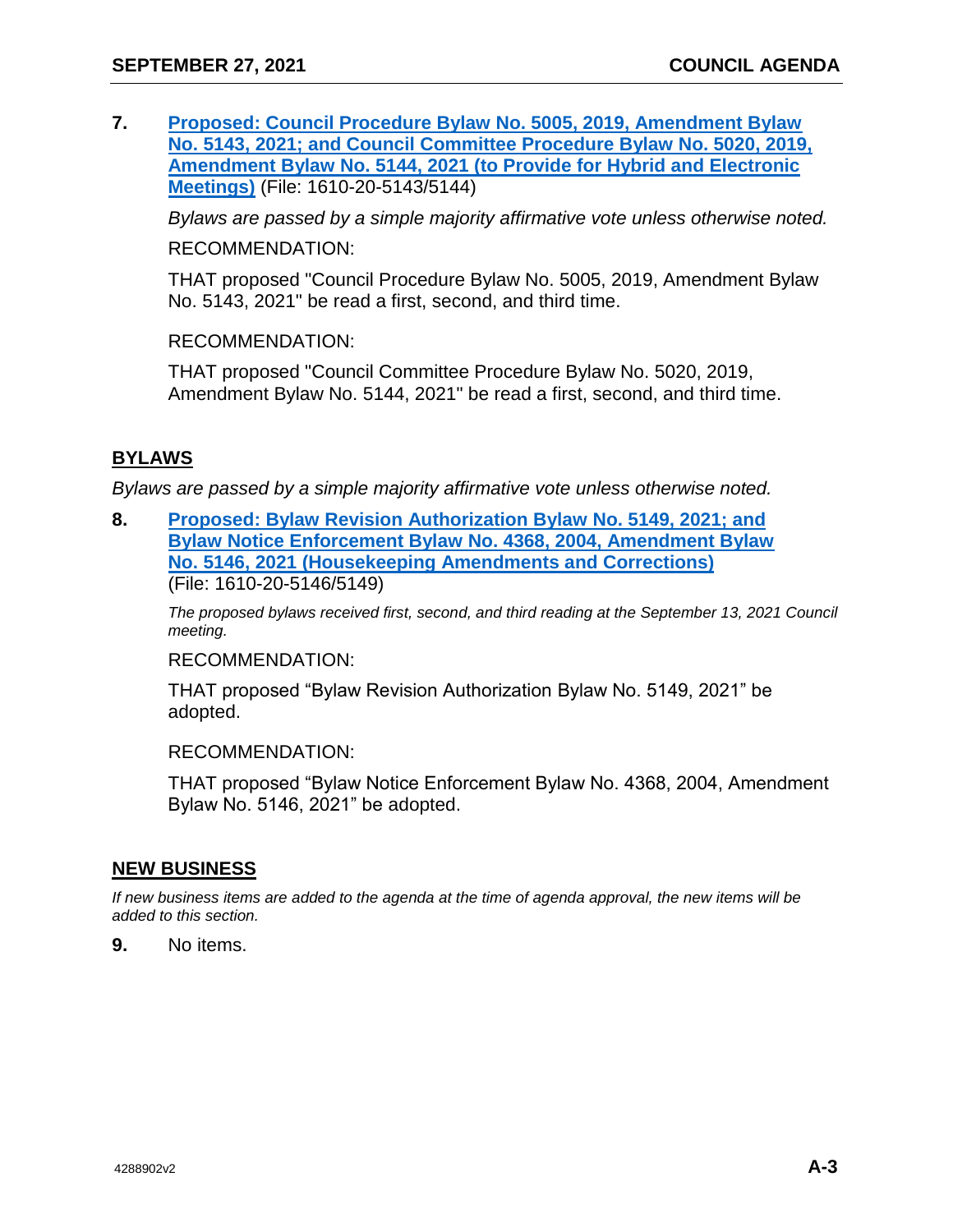7. **Proposed: Council Procedure Bylaw No. 5005, 2019, Amendment Bylaw No. 5143, 2021; and Council Committee Procedure Bylaw No. 5020, 2019, Amendment Bylaw No. 5144, 2021 (to Provide for Hybrid and Electronic Meetings)** (File: 1610-20-5143/5144)

   *Bylaws are passed by a simple majority affirmative vote unless otherwise noted.*

   RECOMMENDATION:

   THAT proposed "Council Procedure Bylaw No. 5005, 2019, Amendment Bylaw No. 5143, 2021" be read a first, second, and third time.

   RECOMMENDATION:

   THAT proposed "Council Committee Procedure Bylaw No. 5020, 2019, Amendment Bylaw No. 5144, 2021" be read a first, second, and third time.

## BYLAWS

*Bylaws are passed by a simple majority affirmative vote unless otherwise noted.*

8. **Proposed: Bylaw Revision Authorization Bylaw No. 5149, 2021; and Bylaw Notice Enforcement Bylaw No. 4368, 2004, Amendment Bylaw No. 5146, 2021 (Housekeeping Amendments and Corrections)** (File: 1610-20-5146/5149)

   *The proposed bylaws received first, second, and third reading at the September 13, 2021 Council meeting.*

   RECOMMENDATION:

   THAT proposed "Bylaw Revision Authorization Bylaw No. 5149, 2021" be adopted.

   RECOMMENDATION:

   THAT proposed "Bylaw Notice Enforcement Bylaw No. 4368, 2004, Amendment Bylaw No. 5146, 2021" be adopted.

## NEW BUSINESS

*If new business items are added to the agenda at the time of agenda approval, the new items will be added to this section.*

9. No items.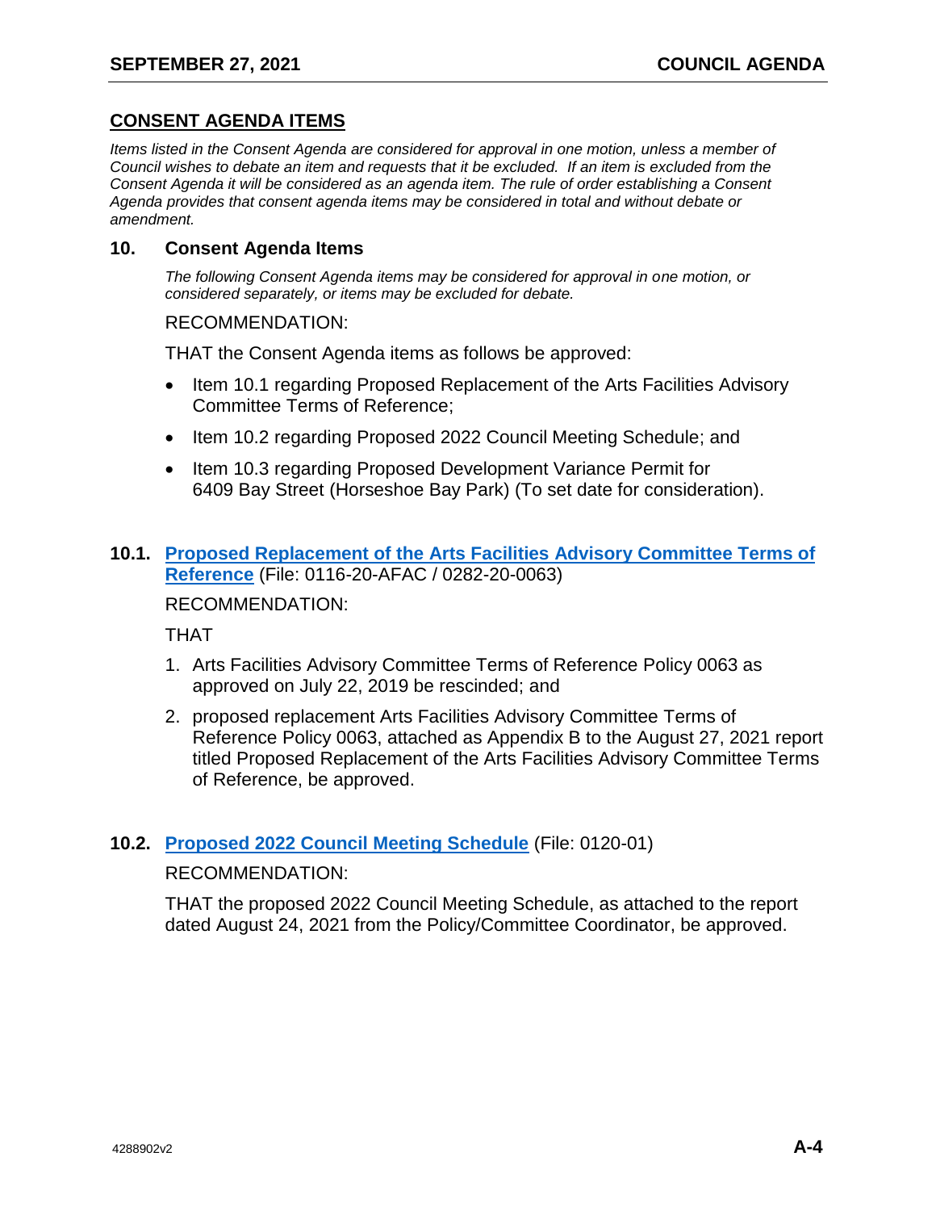## CONSENT AGENDA ITEMS

*Items listed in the Consent Agenda are considered for approval in one motion, unless a member of Council wishes to debate an item and requests that it be excluded. If an item is excluded from the Consent Agenda it will be considered as an agenda item. The rule of order establishing a Consent Agenda provides that consent agenda items may be considered in total and without debate or amendment.*

### 10. Consent Agenda Items

*The following Consent Agenda items may be considered for approval in one motion, or considered separately, or items may be excluded for debate.*

RECOMMENDATION:

THAT the Consent Agenda items as follows be approved:

- Item 10.1 regarding Proposed Replacement of the Arts Facilities Advisory Committee Terms of Reference;
- Item 10.2 regarding Proposed 2022 Council Meeting Schedule; and
- Item 10.3 regarding Proposed Development Variance Permit for 6409 Bay Street (Horseshoe Bay Park) (To set date for consideration).

### 10.1. Proposed Replacement of the Arts Facilities Advisory Committee Terms of Reference (File: 0116-20-AFAC / 0282-20-0063)

RECOMMENDATION:

THAT

1. Arts Facilities Advisory Committee Terms of Reference Policy 0063 as approved on July 22, 2019 be rescinded; and
2. proposed replacement Arts Facilities Advisory Committee Terms of Reference Policy 0063, attached as Appendix B to the August 27, 2021 report titled Proposed Replacement of the Arts Facilities Advisory Committee Terms of Reference, be approved.

### 10.2. Proposed 2022 Council Meeting Schedule (File: 0120-01)

RECOMMENDATION:

THAT the proposed 2022 Council Meeting Schedule, as attached to the report dated August 24, 2021 from the Policy/Committee Coordinator, be approved.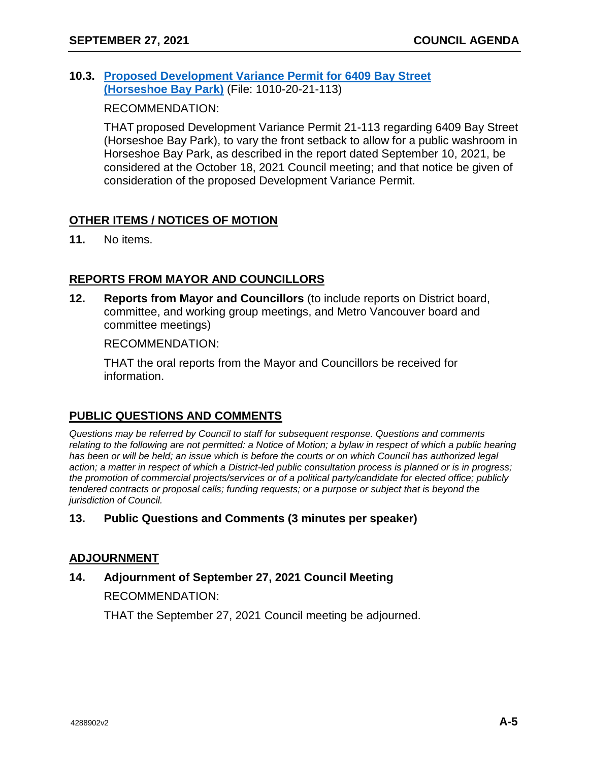**10.3. [Proposed Development Variance Permit for 6409 Bay Street (Horseshoe Bay Park)]** (File: 1010-20-21-113)

RECOMMENDATION:

THAT proposed Development Variance Permit 21-113 regarding 6409 Bay Street (Horseshoe Bay Park), to vary the front setback to allow for a public washroom in Horseshoe Bay Park, as described in the report dated September 10, 2021, be considered at the October 18, 2021 Council meeting; and that notice be given of consideration of the proposed Development Variance Permit.

## OTHER ITEMS / NOTICES OF MOTION

**11.** No items.

## REPORTS FROM MAYOR AND COUNCILLORS

**12. Reports from Mayor and Councillors** (to include reports on District board, committee, and working group meetings, and Metro Vancouver board and committee meetings)

RECOMMENDATION:

THAT the oral reports from the Mayor and Councillors be received for information.

## PUBLIC QUESTIONS AND COMMENTS

*Questions may be referred by Council to staff for subsequent response. Questions and comments relating to the following are not permitted: a Notice of Motion; a bylaw in respect of which a public hearing has been or will be held; an issue which is before the courts or on which Council has authorized legal action; a matter in respect of which a District-led public consultation process is planned or is in progress; the promotion of commercial projects/services or of a political party/candidate for elected office; publicly tendered contracts or proposal calls; funding requests; or a purpose or subject that is beyond the jurisdiction of Council.*

**13. Public Questions and Comments (3 minutes per speaker)**

## ADJOURNMENT

**14. Adjournment of September 27, 2021 Council Meeting**

RECOMMENDATION:

THAT the September 27, 2021 Council meeting be adjourned.